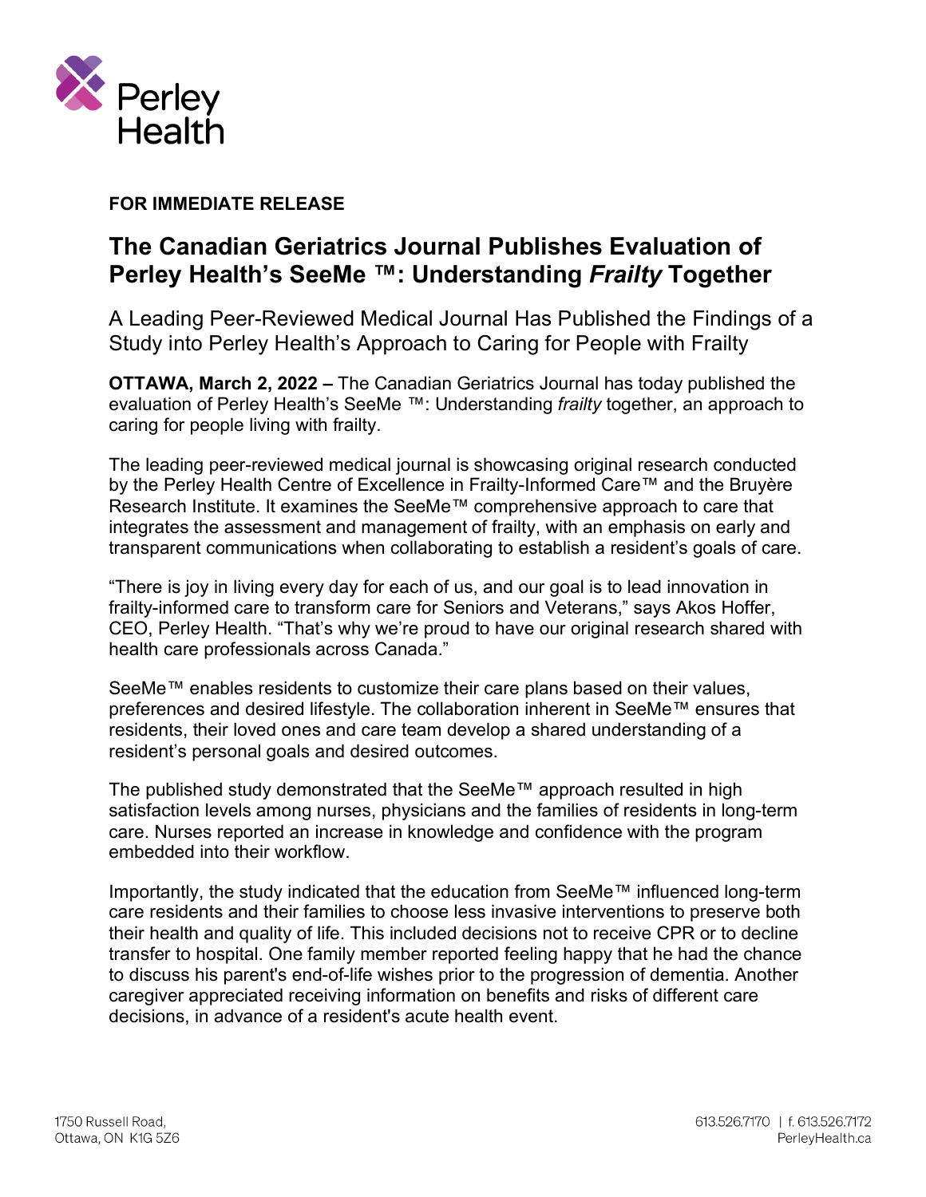**FOR IMMEDIATE RELEASE**

# The Canadian Geriatrics Journal Publishes Evaluation of Perley Health's SeeMe ™: Understanding *Frailty* Together

## A Leading Peer-Reviewed Medical Journal Has Published the Findings of a Study into Perley Health's Approach to Caring for People with Frailty

**OTTAWA, March 2, 2022 –** The Canadian Geriatrics Journal has today published the evaluation of Perley Health's SeeMe ™: Understanding *frailty* together, an approach to caring for people living with frailty.

The leading peer-reviewed medical journal is showcasing original research conducted by the Perley Health Centre of Excellence in Frailty-Informed Care™ and the Bruyère Research Institute. It examines the SeeMe™ comprehensive approach to care that integrates the assessment and management of frailty, with an emphasis on early and transparent communications when collaborating to establish a resident's goals of care.

"There is joy in living every day for each of us, and our goal is to lead innovation in frailty-informed care to transform care for Seniors and Veterans," says Akos Hoffer, CEO, Perley Health. "That's why we're proud to have our original research shared with health care professionals across Canada."

SeeMe™ enables residents to customize their care plans based on their values, preferences and desired lifestyle. The collaboration inherent in SeeMe™ ensures that residents, their loved ones and care team develop a shared understanding of a resident's personal goals and desired outcomes.

The published study demonstrated that the SeeMe™ approach resulted in high satisfaction levels among nurses, physicians and the families of residents in long-term care. Nurses reported an increase in knowledge and confidence with the program embedded into their workflow.

Importantly, the study indicated that the education from SeeMe™ influenced long-term care residents and their families to choose less invasive interventions to preserve both their health and quality of life. This included decisions not to receive CPR or to decline transfer to hospital. One family member reported feeling happy that he had the chance to discuss his parent's end-of-life wishes prior to the progression of dementia. Another caregiver appreciated receiving information on benefits and risks of different care decisions, in advance of a resident's acute health event.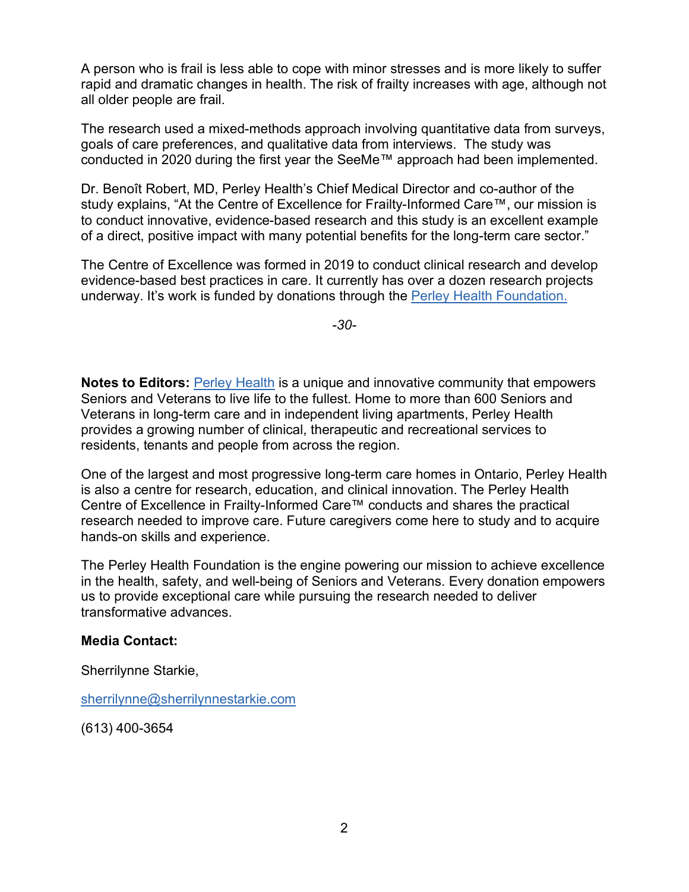A person who is frail is less able to cope with minor stresses and is more likely to suffer rapid and dramatic changes in health. The risk of frailty increases with age, although not all older people are frail.

The research used a mixed-methods approach involving quantitative data from surveys, goals of care preferences, and qualitative data from interviews. The study was conducted in 2020 during the first year the SeeMe™ approach had been implemented.

Dr. Benoît Robert, MD, Perley Health's Chief Medical Director and co-author of the study explains, "At the Centre of Excellence for Frailty-Informed Care™, our mission is to conduct innovative, evidence-based research and this study is an excellent example of a direct, positive impact with many potential benefits for the long-term care sector."

The Centre of Excellence was formed in 2019 to conduct clinical research and develop evidence-based best practices in care. It currently has over a dozen research projects underway. It's work is funded by donations through the Perley Health Foundation.

*-30-*

**Notes to Editors:** Perley Health is a unique and innovative community that empowers Seniors and Veterans to live life to the fullest. Home to more than 600 Seniors and Veterans in long-term care and in independent living apartments, Perley Health provides a growing number of clinical, therapeutic and recreational services to residents, tenants and people from across the region.

One of the largest and most progressive long-term care homes in Ontario, Perley Health is also a centre for research, education, and clinical innovation. The Perley Health Centre of Excellence in Frailty-Informed Care™ conducts and shares the practical research needed to improve care. Future caregivers come here to study and to acquire hands-on skills and experience.

The Perley Health Foundation is the engine powering our mission to achieve excellence in the health, safety, and well-being of Seniors and Veterans. Every donation empowers us to provide exceptional care while pursuing the research needed to deliver transformative advances.

**Media Contact:**

Sherrilynne Starkie,

sherrilynne@sherrilynnestarkie.com

(613) 400-3654